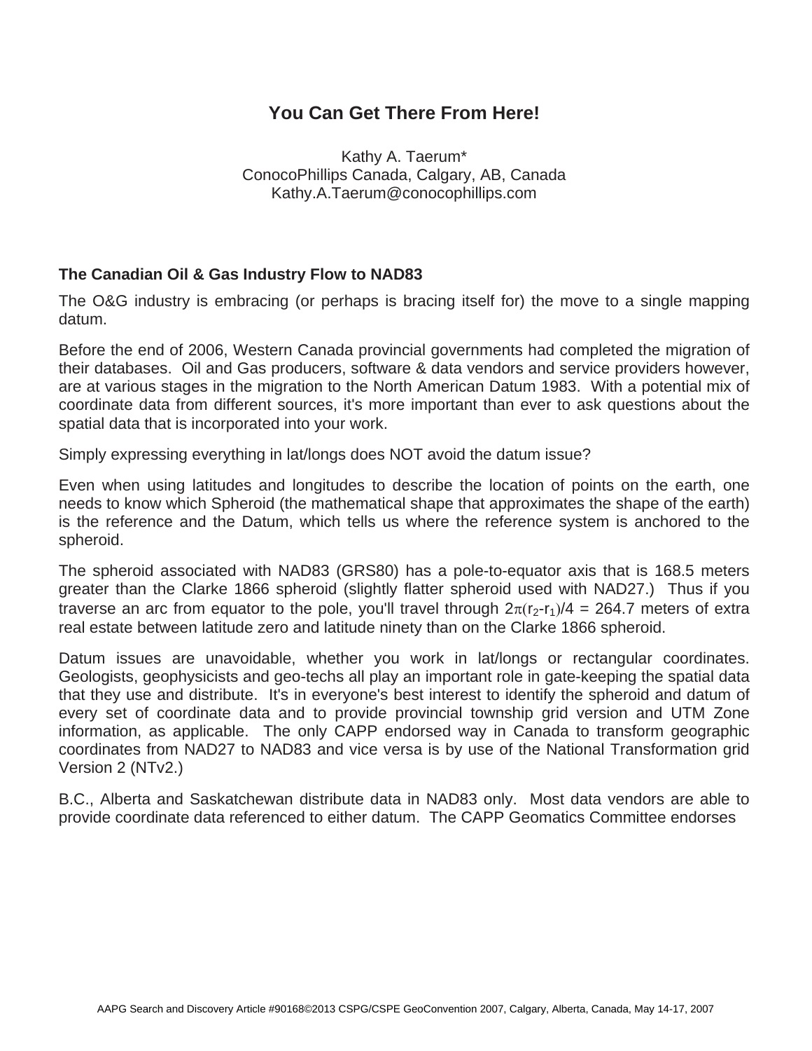# You Can Get There From Here!

Kathy A. Taerum*
ConocoPhillips Canada, Calgary, AB, Canada
Kathy.A.Taerum@conocophillips.com

## The Canadian Oil & Gas Industry Flow to NAD83

The O&G industry is embracing (or perhaps is bracing itself for) the move to a single mapping datum.

Before the end of 2006, Western Canada provincial governments had completed the migration of their databases. Oil and Gas producers, software & data vendors and service providers however, are at various stages in the migration to the North American Datum 1983. With a potential mix of coordinate data from different sources, it's more important than ever to ask questions about the spatial data that is incorporated into your work.

Simply expressing everything in lat/longs does NOT avoid the datum issue?

Even when using latitudes and longitudes to describe the location of points on the earth, one needs to know which Spheroid (the mathematical shape that approximates the shape of the earth) is the reference and the Datum, which tells us where the reference system is anchored to the spheroid.

The spheroid associated with NAD83 (GRS80) has a pole-to-equator axis that is 168.5 meters greater than the Clarke 1866 spheroid (slightly flatter spheroid used with NAD27.) Thus if you traverse an arc from equator to the pole, you'll travel through $2\pi(r_2-r_1)/4$ = 264.7 meters of extra real estate between latitude zero and latitude ninety than on the Clarke 1866 spheroid.

Datum issues are unavoidable, whether you work in lat/longs or rectangular coordinates. Geologists, geophysicists and geo-techs all play an important role in gate-keeping the spatial data that they use and distribute. It's in everyone's best interest to identify the spheroid and datum of every set of coordinate data and to provide provincial township grid version and UTM Zone information, as applicable. The only CAPP endorsed way in Canada to transform geographic coordinates from NAD27 to NAD83 and vice versa is by use of the National Transformation grid Version 2 (NTv2.)

B.C., Alberta and Saskatchewan distribute data in NAD83 only. Most data vendors are able to provide coordinate data referenced to either datum. The CAPP Geomatics Committee endorses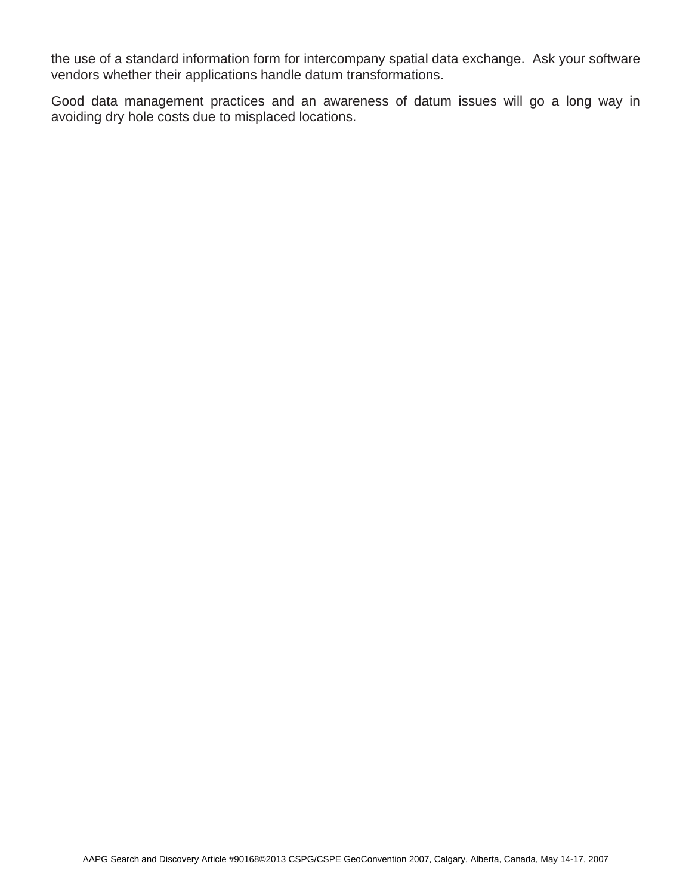the use of a standard information form for intercompany spatial data exchange.  Ask your software vendors whether their applications handle datum transformations.

Good data management practices and an awareness of datum issues will go a long way in avoiding dry hole costs due to misplaced locations.